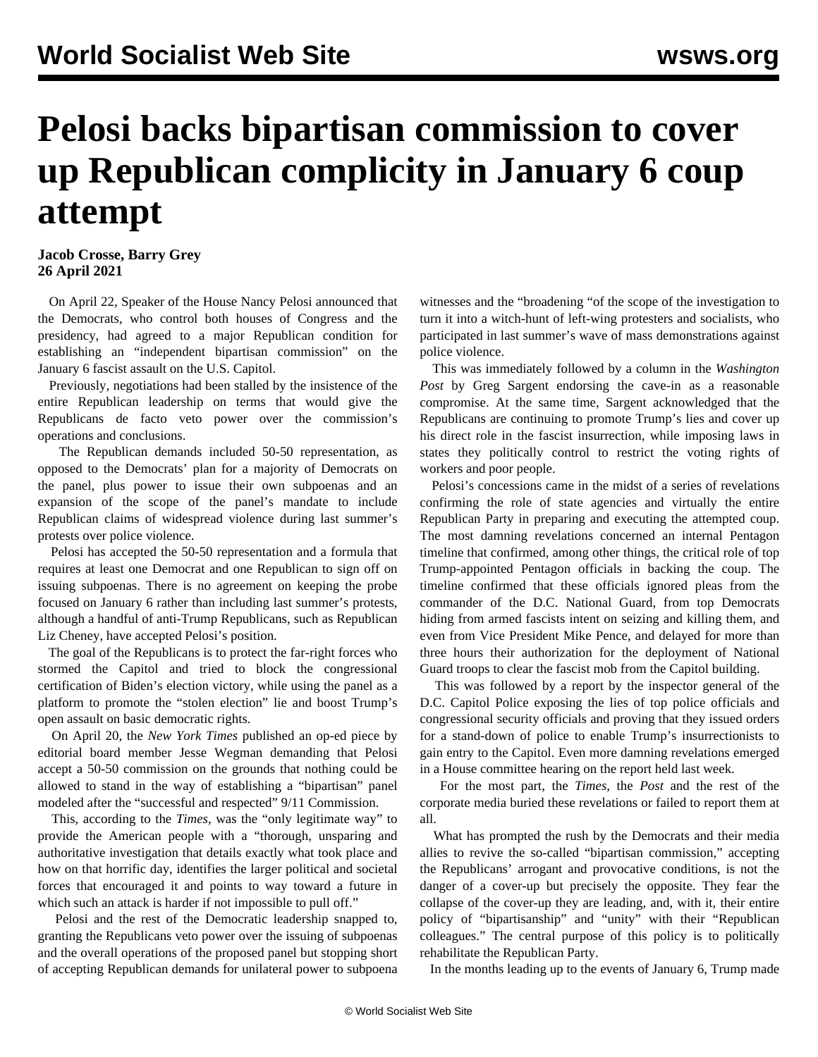# Pelosi backs bipartisan commission to cover up Republican complicity in January 6 coup attempt

**Jacob Crosse, Barry Grey**
**26 April 2021**

On April 22, Speaker of the House Nancy Pelosi announced that the Democrats, who control both houses of Congress and the presidency, had agreed to a major Republican condition for establishing an "independent bipartisan commission" on the January 6 fascist assault on the U.S. Capitol.

Previously, negotiations had been stalled by the insistence of the entire Republican leadership on terms that would give the Republicans de facto veto power over the commission's operations and conclusions.

The Republican demands included 50-50 representation, as opposed to the Democrats' plan for a majority of Democrats on the panel, plus power to issue their own subpoenas and an expansion of the scope of the panel's mandate to include Republican claims of widespread violence during last summer's protests over police violence.

Pelosi has accepted the 50-50 representation and a formula that requires at least one Democrat and one Republican to sign off on issuing subpoenas. There is no agreement on keeping the probe focused on January 6 rather than including last summer's protests, although a handful of anti-Trump Republicans, such as Republican Liz Cheney, have accepted Pelosi's position.

The goal of the Republicans is to protect the far-right forces who stormed the Capitol and tried to block the congressional certification of Biden's election victory, while using the panel as a platform to promote the "stolen election" lie and boost Trump's open assault on basic democratic rights.

On April 20, the *New York Times* published an op-ed piece by editorial board member Jesse Wegman demanding that Pelosi accept a 50-50 commission on the grounds that nothing could be allowed to stand in the way of establishing a "bipartisan" panel modeled after the "successful and respected" 9/11 Commission.

This, according to the *Times*, was the "only legitimate way" to provide the American people with a "thorough, unsparing and authoritative investigation that details exactly what took place and how on that horrific day, identifies the larger political and societal forces that encouraged it and points to way toward a future in which such an attack is harder if not impossible to pull off."

Pelosi and the rest of the Democratic leadership snapped to, granting the Republicans veto power over the issuing of subpoenas and the overall operations of the proposed panel but stopping short of accepting Republican demands for unilateral power to subpoena witnesses and the "broadening "of the scope of the investigation to turn it into a witch-hunt of left-wing protesters and socialists, who participated in last summer's wave of mass demonstrations against police violence.

This was immediately followed by a column in the *Washington Post* by Greg Sargent endorsing the cave-in as a reasonable compromise. At the same time, Sargent acknowledged that the Republicans are continuing to promote Trump's lies and cover up his direct role in the fascist insurrection, while imposing laws in states they politically control to restrict the voting rights of workers and poor people.

Pelosi's concessions came in the midst of a series of revelations confirming the role of state agencies and virtually the entire Republican Party in preparing and executing the attempted coup. The most damning revelations concerned an internal Pentagon timeline that confirmed, among other things, the critical role of top Trump-appointed Pentagon officials in backing the coup. The timeline confirmed that these officials ignored pleas from the commander of the D.C. National Guard, from top Democrats hiding from armed fascists intent on seizing and killing them, and even from Vice President Mike Pence, and delayed for more than three hours their authorization for the deployment of National Guard troops to clear the fascist mob from the Capitol building.

This was followed by a report by the inspector general of the D.C. Capitol Police exposing the lies of top police officials and congressional security officials and proving that they issued orders for a stand-down of police to enable Trump's insurrectionists to gain entry to the Capitol. Even more damning revelations emerged in a House committee hearing on the report held last week.

For the most part, the *Times*, the *Post* and the rest of the corporate media buried these revelations or failed to report them at all.

What has prompted the rush by the Democrats and their media allies to revive the so-called "bipartisan commission," accepting the Republicans' arrogant and provocative conditions, is not the danger of a cover-up but precisely the opposite. They fear the collapse of the cover-up they are leading, and, with it, their entire policy of "bipartisanship" and "unity" with their "Republican colleagues." The central purpose of this policy is to politically rehabilitate the Republican Party.

In the months leading up to the events of January 6, Trump made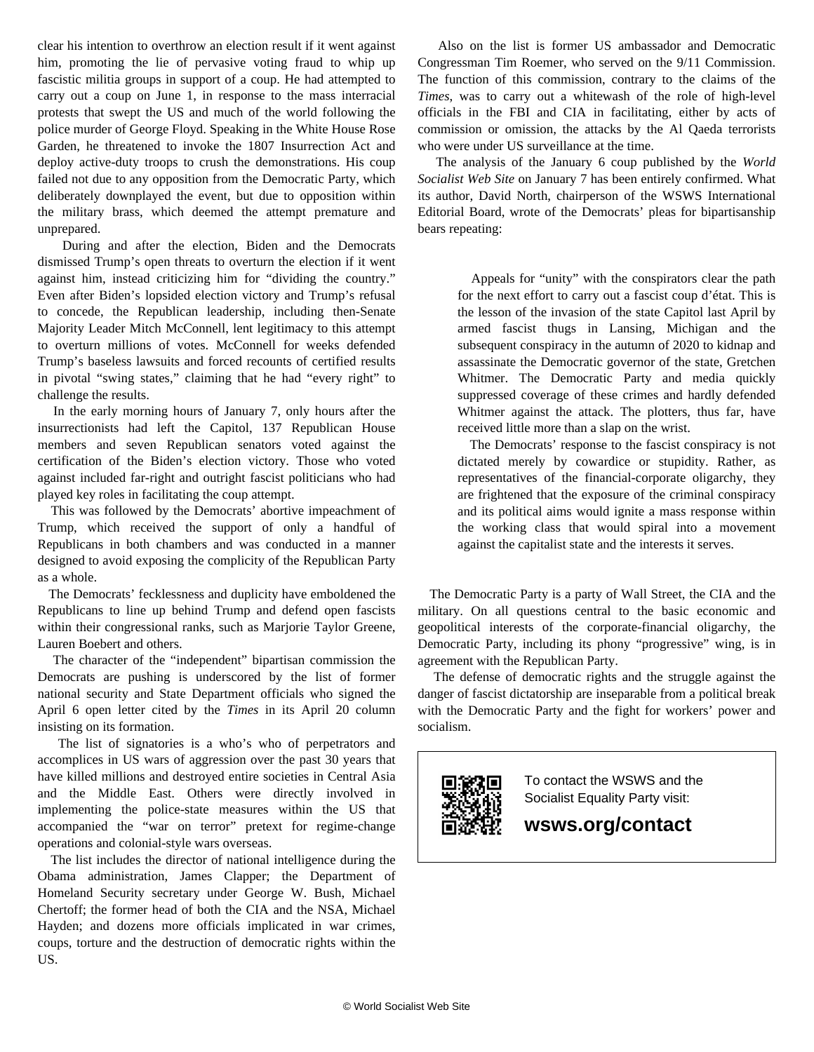clear his intention to overthrow an election result if it went against him, promoting the lie of pervasive voting fraud to whip up fascistic militia groups in support of a coup. He had attempted to carry out a coup on June 1, in response to the mass interracial protests that swept the US and much of the world following the police murder of George Floyd. Speaking in the White House Rose Garden, he threatened to invoke the 1807 Insurrection Act and deploy active-duty troops to crush the demonstrations. His coup failed not due to any opposition from the Democratic Party, which deliberately downplayed the event, but due to opposition within the military brass, which deemed the attempt premature and unprepared.

During and after the election, Biden and the Democrats dismissed Trump's open threats to overturn the election if it went against him, instead criticizing him for "dividing the country." Even after Biden's lopsided election victory and Trump's refusal to concede, the Republican leadership, including then-Senate Majority Leader Mitch McConnell, lent legitimacy to this attempt to overturn millions of votes. McConnell for weeks defended Trump's baseless lawsuits and forced recounts of certified results in pivotal "swing states," claiming that he had "every right" to challenge the results.

In the early morning hours of January 7, only hours after the insurrectionists had left the Capitol, 137 Republican House members and seven Republican senators voted against the certification of the Biden's election victory. Those who voted against included far-right and outright fascist politicians who had played key roles in facilitating the coup attempt.

This was followed by the Democrats' abortive impeachment of Trump, which received the support of only a handful of Republicans in both chambers and was conducted in a manner designed to avoid exposing the complicity of the Republican Party as a whole.

The Democrats' fecklessness and duplicity have emboldened the Republicans to line up behind Trump and defend open fascists within their congressional ranks, such as Marjorie Taylor Greene, Lauren Boebert and others.

The character of the "independent" bipartisan commission the Democrats are pushing is underscored by the list of former national security and State Department officials who signed the April 6 open letter cited by the *Times* in its April 20 column insisting on its formation.

The list of signatories is a who's who of perpetrators and accomplices in US wars of aggression over the past 30 years that have killed millions and destroyed entire societies in Central Asia and the Middle East. Others were directly involved in implementing the police-state measures within the US that accompanied the "war on terror" pretext for regime-change operations and colonial-style wars overseas.

The list includes the director of national intelligence during the Obama administration, James Clapper; the Department of Homeland Security secretary under George W. Bush, Michael Chertoff; the former head of both the CIA and the NSA, Michael Hayden; and dozens more officials implicated in war crimes, coups, torture and the destruction of democratic rights within the US.

Also on the list is former US ambassador and Democratic Congressman Tim Roemer, who served on the 9/11 Commission. The function of this commission, contrary to the claims of the *Times*, was to carry out a whitewash of the role of high-level officials in the FBI and CIA in facilitating, either by acts of commission or omission, the attacks by the Al Qaeda terrorists who were under US surveillance at the time.

The analysis of the January 6 coup published by the *World Socialist Web Site* on January 7 has been entirely confirmed. What its author, David North, chairperson of the WSWS International Editorial Board, wrote of the Democrats' pleas for bipartisanship bears repeating:

> Appeals for "unity" with the conspirators clear the path for the next effort to carry out a fascist coup d'état. This is the lesson of the invasion of the state Capitol last April by armed fascist thugs in Lansing, Michigan and the subsequent conspiracy in the autumn of 2020 to kidnap and assassinate the Democratic governor of the state, Gretchen Whitmer. The Democratic Party and media quickly suppressed coverage of these crimes and hardly defended Whitmer against the attack. The plotters, thus far, have received little more than a slap on the wrist.
>
> The Democrats' response to the fascist conspiracy is not dictated merely by cowardice or stupidity. Rather, as representatives of the financial-corporate oligarchy, they are frightened that the exposure of the criminal conspiracy and its political aims would ignite a mass response within the working class that would spiral into a movement against the capitalist state and the interests it serves.

The Democratic Party is a party of Wall Street, the CIA and the military. On all questions central to the basic economic and geopolitical interests of the corporate-financial oligarchy, the Democratic Party, including its phony "progressive" wing, is in agreement with the Republican Party.

The defense of democratic rights and the struggle against the danger of fascist dictatorship are inseparable from a political break with the Democratic Party and the fight for workers' power and socialism.

To contact the WSWS and the Socialist Equality Party visit:

**wsws.org/contact**